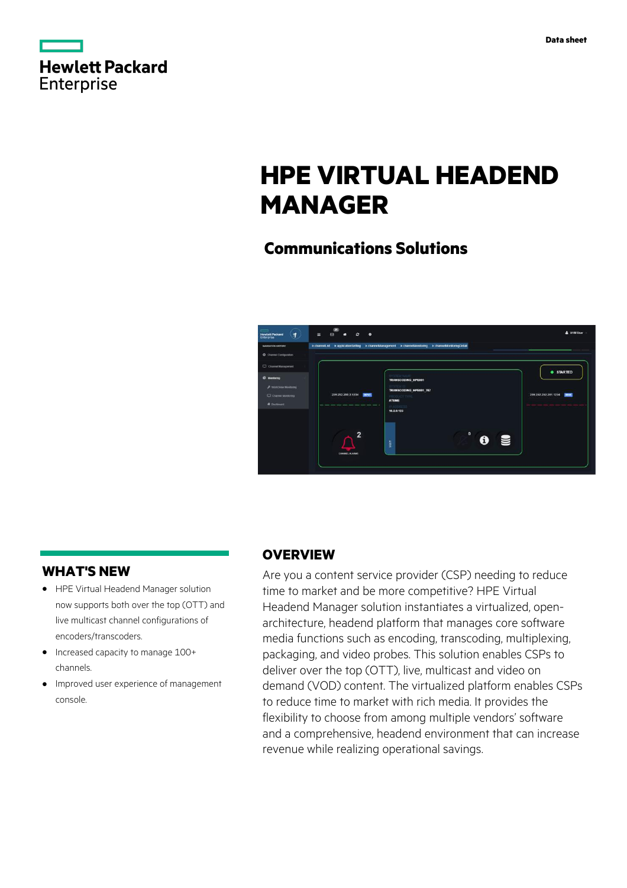Data sheet

# HPE VIRTUAL HEADEND MANAGER

## Communications Solutions

## WHAT'S NEW

- HPE Virtual Headend Manager solution now supports both over the top (OTT) and live multicast channel configurations of encoders/transcoders.
- Increased capacity to manage 100+ channels.
- Improved user experience of management console.

## OVERVIEW

Are you a content service provider (CSP) needing to reduce time to market and be more competitive? HPE Virtual Headend Manager solution instantiates a virtualized, open-architecture, headend platform that manages core software media functions such as encoding, transcoding, multiplexing, packaging, and video probes. This solution enables CSPs to deliver over the top (OTT), live, multicast and video on demand (VOD) content. The virtualized platform enables CSPs to reduce time to market with rich media. It provides the flexibility to choose from among multiple vendors' software and a comprehensive, headend environment that can increase revenue while realizing operational savings.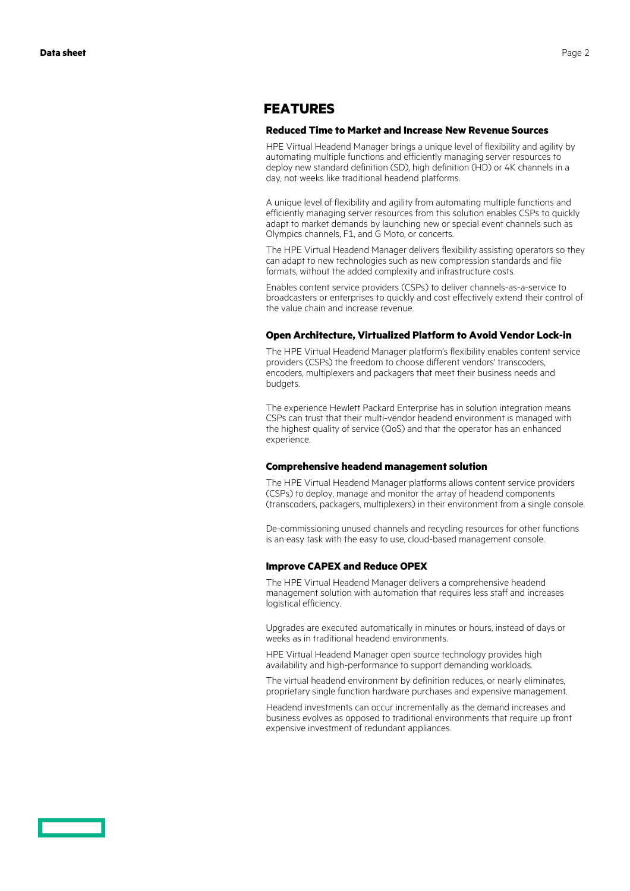## FEATURES

### Reduced Time to Market and Increase New Revenue Sources

HPE Virtual Headend Manager brings a unique level of flexibility and agility by automating multiple functions and efficiently managing server resources to deploy new standard definition (SD), high definition (HD) or 4K channels in a day, not weeks like traditional headend platforms.

A unique level of flexibility and agility from automating multiple functions and efficiently managing server resources from this solution enables CSPs to quickly adapt to market demands by launching new or special event channels such as Olympics channels, F1, and G Moto, or concerts.

The HPE Virtual Headend Manager delivers flexibility assisting operators so they can adapt to new technologies such as new compression standards and file formats, without the added complexity and infrastructure costs.

Enables content service providers (CSPs) to deliver channels-as-a-service to broadcasters or enterprises to quickly and cost effectively extend their control of the value chain and increase revenue.

### Open Architecture, Virtualized Platform to Avoid Vendor Lock-in

The HPE Virtual Headend Manager platform's flexibility enables content service providers (CSPs) the freedom to choose different vendors' transcoders, encoders, multiplexers and packagers that meet their business needs and budgets.

The experience Hewlett Packard Enterprise has in solution integration means CSPs can trust that their multi-vendor headend environment is managed with the highest quality of service (QoS) and that the operator has an enhanced experience.

### Comprehensive headend management solution

The HPE Virtual Headend Manager platforms allows content service providers (CSPs) to deploy, manage and monitor the array of headend components (transcoders, packagers, multiplexers) in their environment from a single console.

De-commissioning unused channels and recycling resources for other functions is an easy task with the easy to use, cloud-based management console.

### Improve CAPEX and Reduce OPEX

The HPE Virtual Headend Manager delivers a comprehensive headend management solution with automation that requires less staff and increases logistical efficiency.

Upgrades are executed automatically in minutes or hours, instead of days or weeks as in traditional headend environments.

HPE Virtual Headend Manager open source technology provides high availability and high-performance to support demanding workloads.

The virtual headend environment by definition reduces, or nearly eliminates, proprietary single function hardware purchases and expensive management.

Headend investments can occur incrementally as the demand increases and business evolves as opposed to traditional environments that require up front expensive investment of redundant appliances.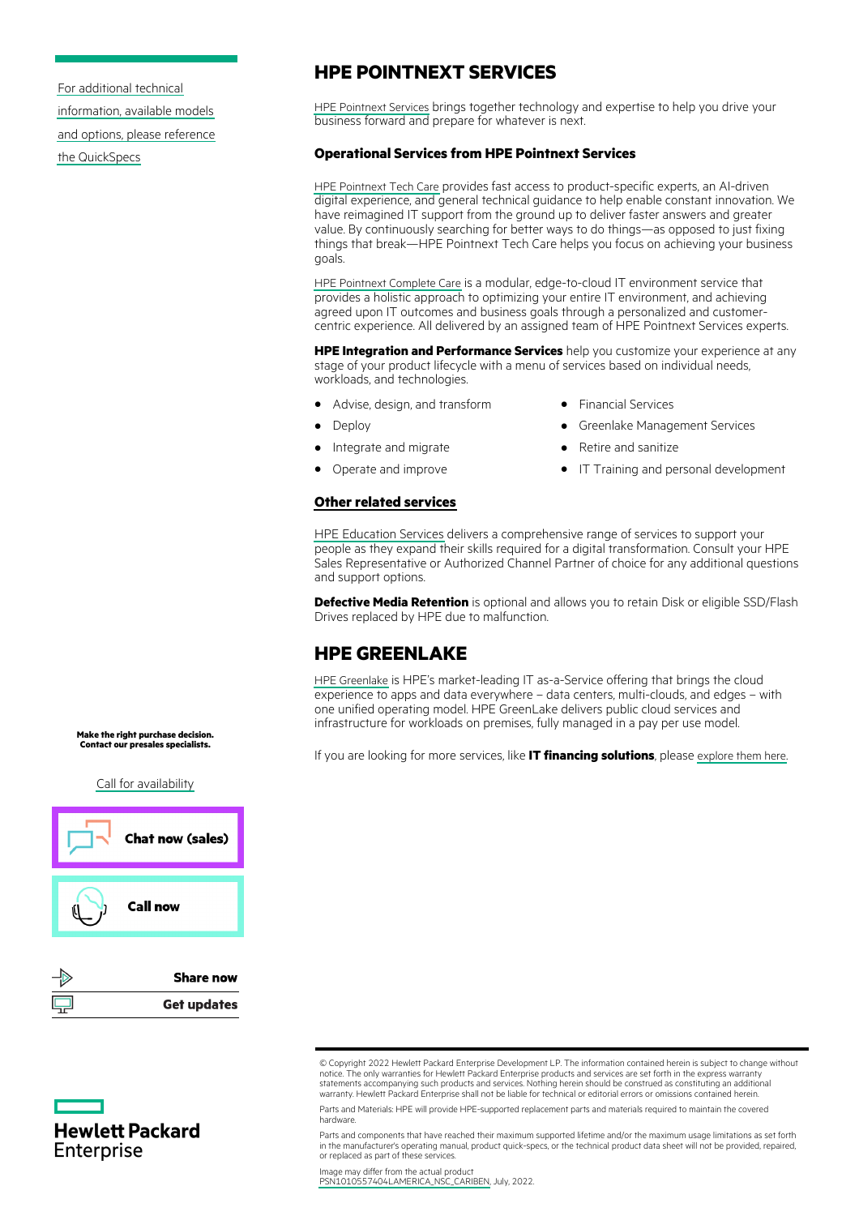For additional technical information, available models and options, please reference the QuickSpecs

# HPE POINTNEXT SERVICES

HPE Pointnext Services brings together technology and expertise to help you drive your business forward and prepare for whatever is next.

### Operational Services from HPE Pointnext Services

HPE Pointnext Tech Care provides fast access to product-specific experts, an AI-driven digital experience, and general technical guidance to help enable constant innovation. We have reimagined IT support from the ground up to deliver faster answers and greater value. By continuously searching for better ways to do things—as opposed to just fixing things that break—HPE Pointnext Tech Care helps you focus on achieving your business goals.

HPE Pointnext Complete Care is a modular, edge-to-cloud IT environment service that provides a holistic approach to optimizing your entire IT environment, and achieving agreed upon IT outcomes and business goals through a personalized and customer-centric experience. All delivered by an assigned team of HPE Pointnext Services experts.

**HPE Integration and Performance Services** help you customize your experience at any stage of your product lifecycle with a menu of services based on individual needs, workloads, and technologies.

- Advise, design, and transform
- Deploy
- Integrate and migrate
- Operate and improve
- Financial Services
- Greenlake Management Services
- Retire and sanitize
- IT Training and personal development

### Other related services

HPE Education Services delivers a comprehensive range of services to support your people as they expand their skills required for a digital transformation. Consult your HPE Sales Representative or Authorized Channel Partner of choice for any additional questions and support options.

**Defective Media Retention** is optional and allows you to retain Disk or eligible SSD/Flash Drives replaced by HPE due to malfunction.

# HPE GREENLAKE

HPE Greenlake is HPE's market-leading IT as-a-Service offering that brings the cloud experience to apps and data everywhere – data centers, multi-clouds, and edges – with one unified operating model. HPE GreenLake delivers public cloud services and infrastructure for workloads on premises, fully managed in a pay per use model.

If you are looking for more services, like **IT financing solutions**, please explore them here.

**Make the right purchase decision. Contact our presales specialists.**

Call for availability

**Chat now (sales)**

**Call now**

**Share now**

**Get updates**

© Copyright 2022 Hewlett Packard Enterprise Development LP. The information contained herein is subject to change without notice. The only warranties for Hewlett Packard Enterprise products and services are set forth in the express warranty statements accompanying such products and services. Nothing herein should be construed as constituting an additional warranty. Hewlett Packard Enterprise shall not be liable for technical or editorial errors or omissions contained herein.

Parts and Materials: HPE will provide HPE-supported replacement parts and materials required to maintain the covered hardware.

Parts and components that have reached their maximum supported lifetime and/or the maximum usage limitations as set forth in the manufacturer's operating manual, product quick-specs, or the technical product data sheet will not be provided, repaired, or replaced as part of these services.

Image may differ from the actual product
PSN1010557404LAMERICA_NSC_CARIBEN, July, 2022.